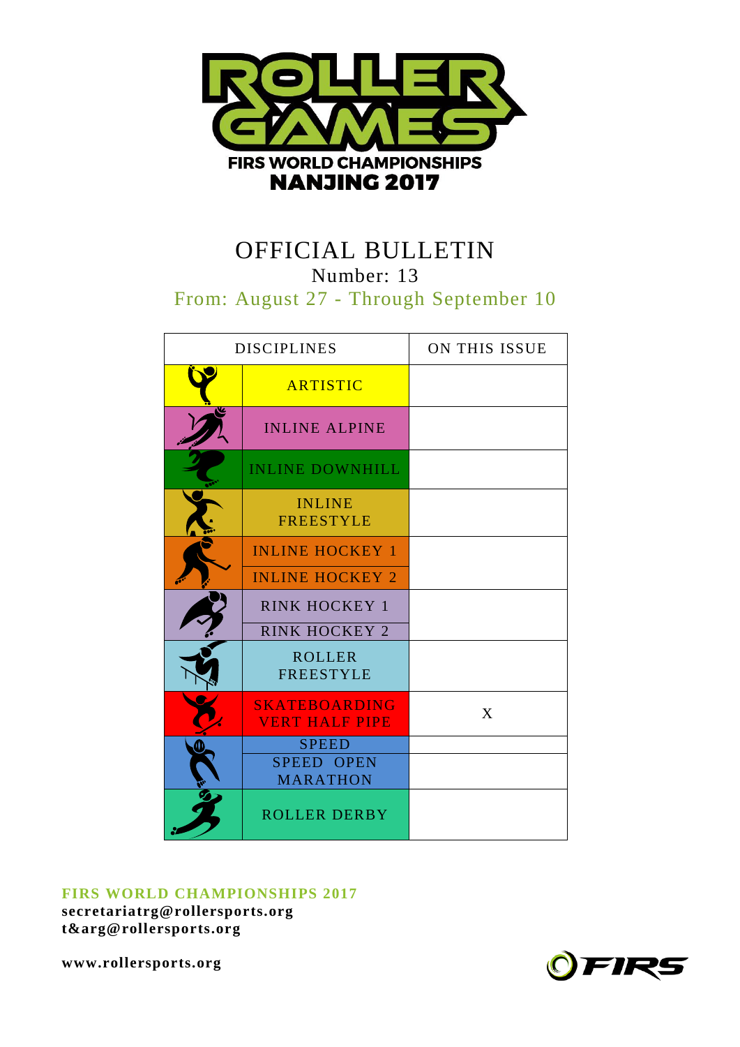ROLLER GAMES
FIRS WORLD CHAMPIONSHIPS
NANJING 2017

# OFFICIAL BULLETIN

Number: 13

From: August 27 - Through September 10

| DISCIPLINES | | ON THIS ISSUE |
|---|---|---|
| | ARTISTIC | |
| | INLINE ALPINE | |
| | INLINE DOWNHILL | |
| | INLINE FREESTYLE | |
| | INLINE HOCKEY 1 | |
| | INLINE HOCKEY 2 | |
| | RINK HOCKEY 1 | |
| | RINK HOCKEY 2 | |
| | ROLLER FREESTYLE | |
| | SKATEBOARDING VERT HALF PIPE | X |
| | SPEED | |
| | SPEED OPEN MARATHON | |
| | ROLLER DERBY | |

**FIRS WORLD CHAMPIONSHIPS 2017**
**secretariatrg@rollersports.org**
**t&arg@rollersports.org**

**www.rollersports.org**

FIRS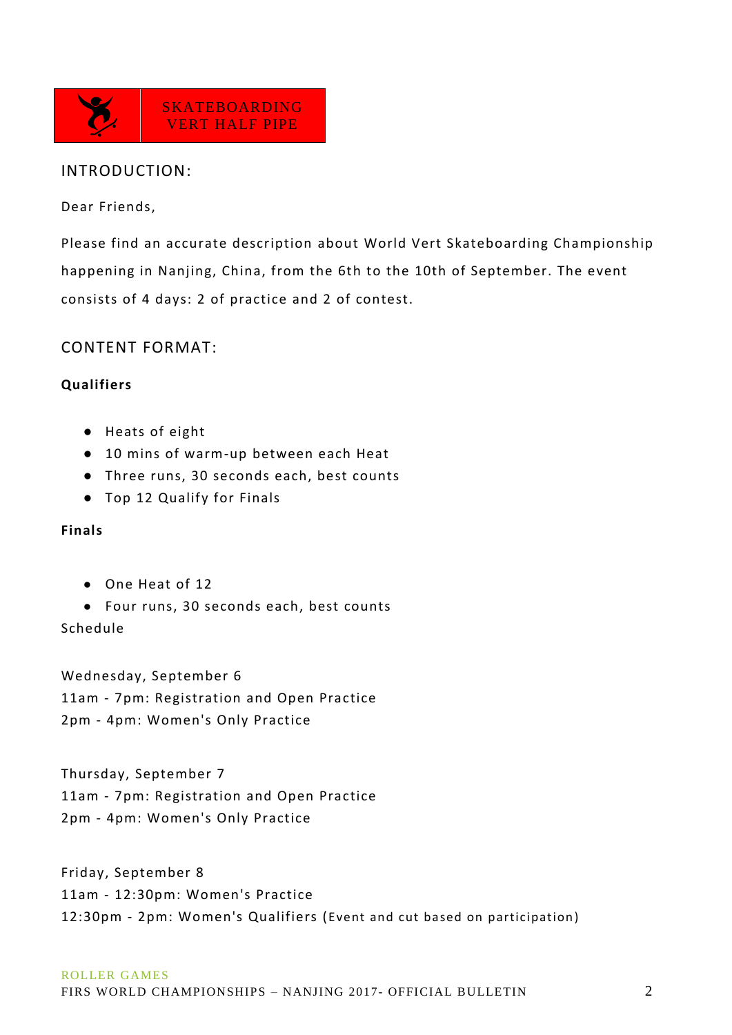SKATEBOARDING
VERT HALF PIPE

## INTRODUCTION:

Dear Friends,

Please find an accurate description about World Vert Skateboarding Championship happening in Nanjing, China, from the 6th to the 10th of September. The event consists of 4 days: 2 of practice and 2 of contest.

## CONTENT FORMAT:

**Qualifiers**

- Heats of eight
- 10 mins of warm-up between each Heat
- Three runs, 30 seconds each, best counts
- Top 12 Qualify for Finals

**Finals**

- One Heat of 12
- Four runs, 30 seconds each, best counts

Schedule

Wednesday, September 6
11am - 7pm: Registration and Open Practice
2pm - 4pm: Women's Only Practice

Thursday, September 7
11am - 7pm: Registration and Open Practice
2pm - 4pm: Women's Only Practice

Friday, September 8
11am - 12:30pm: Women's Practice
12:30pm - 2pm: Women's Qualifiers (Event and cut based on participation)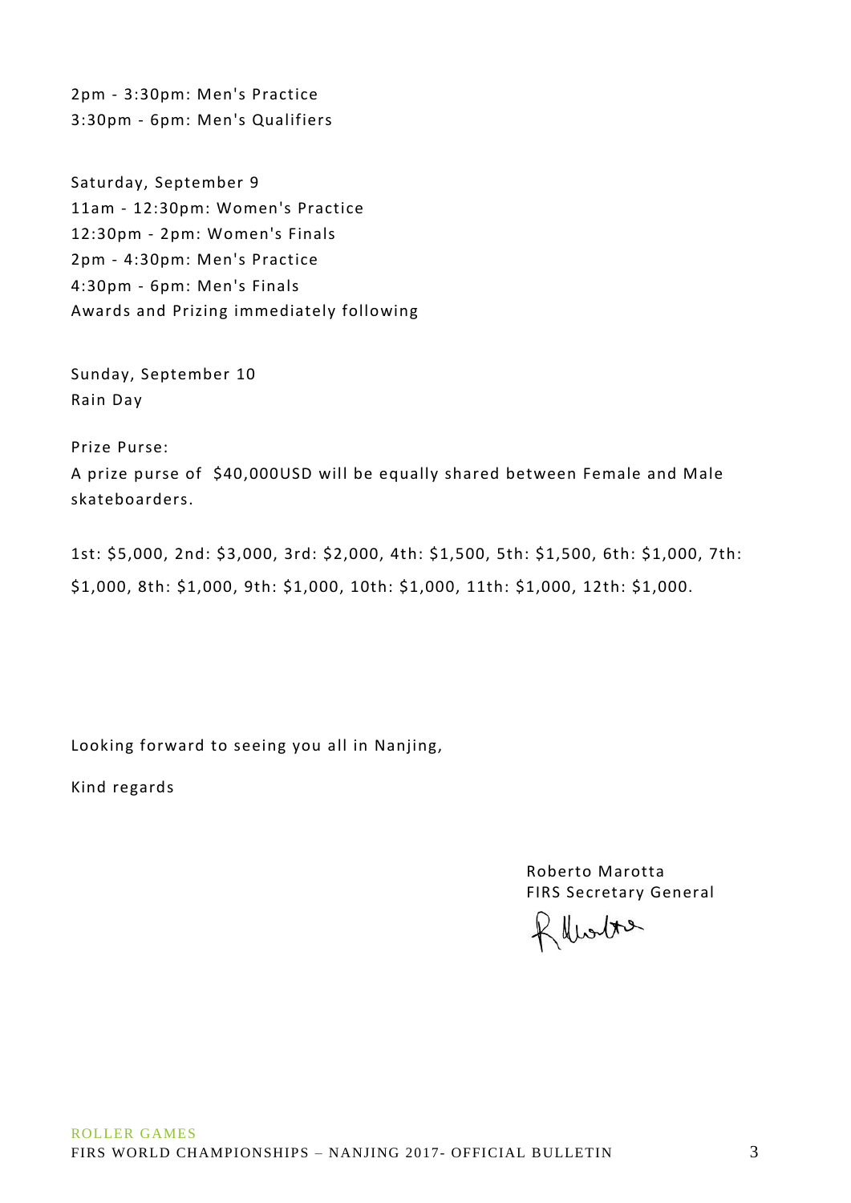2pm - 3:30pm: Men's Practice
3:30pm - 6pm: Men's Qualifiers

Saturday, September 9
11am - 12:30pm: Women's Practice
12:30pm - 2pm: Women's Finals
2pm - 4:30pm: Men's Practice
4:30pm - 6pm: Men's Finals
Awards and Prizing immediately following

Sunday, September 10
Rain Day

Prize Purse:
A prize purse of $40,000USD will be equally shared between Female and Male skateboarders.

1st: $5,000, 2nd: $3,000, 3rd: $2,000, 4th: $1,500, 5th: $1,500, 6th: $1,000, 7th: $1,000, 8th: $1,000, 9th: $1,000, 10th: $1,000, 11th: $1,000, 12th: $1,000.

Looking forward to seeing you all in Nanjing,

Kind regards

Roberto Marotta
FIRS Secretary General